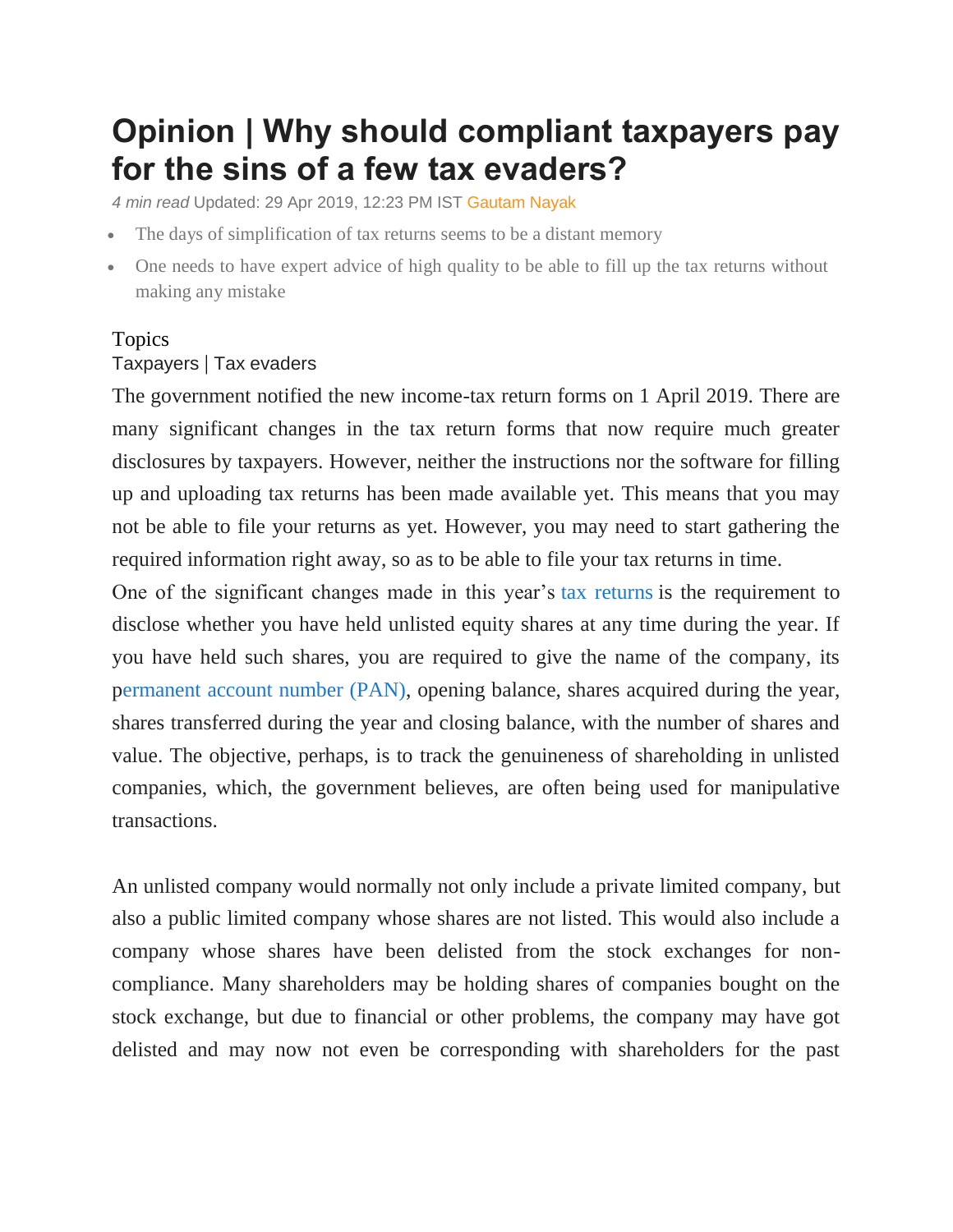# Opinion | Why should compliant taxpayers pay for the sins of a few tax evaders?

*4 min read* Updated: 29 Apr 2019, 12:23 PM IST Gautam Nayak

- The days of simplification of tax returns seems to be a distant memory
- One needs to have expert advice of high quality to be able to fill up the tax returns without making any mistake

Topics

Taxpayers | Tax evaders

The government notified the new income-tax return forms on 1 April 2019. There are many significant changes in the tax return forms that now require much greater disclosures by taxpayers. However, neither the instructions nor the software for filling up and uploading tax returns has been made available yet. This means that you may not be able to file your returns as yet. However, you may need to start gathering the required information right away, so as to be able to file your tax returns in time.

One of the significant changes made in this year's tax returns is the requirement to disclose whether you have held unlisted equity shares at any time during the year. If you have held such shares, you are required to give the name of the company, its permanent account number (PAN), opening balance, shares acquired during the year, shares transferred during the year and closing balance, with the number of shares and value. The objective, perhaps, is to track the genuineness of shareholding in unlisted companies, which, the government believes, are often being used for manipulative transactions.

An unlisted company would normally not only include a private limited company, but also a public limited company whose shares are not listed. This would also include a company whose shares have been delisted from the stock exchanges for non-compliance. Many shareholders may be holding shares of companies bought on the stock exchange, but due to financial or other problems, the company may have got delisted and may now not even be corresponding with shareholders for the past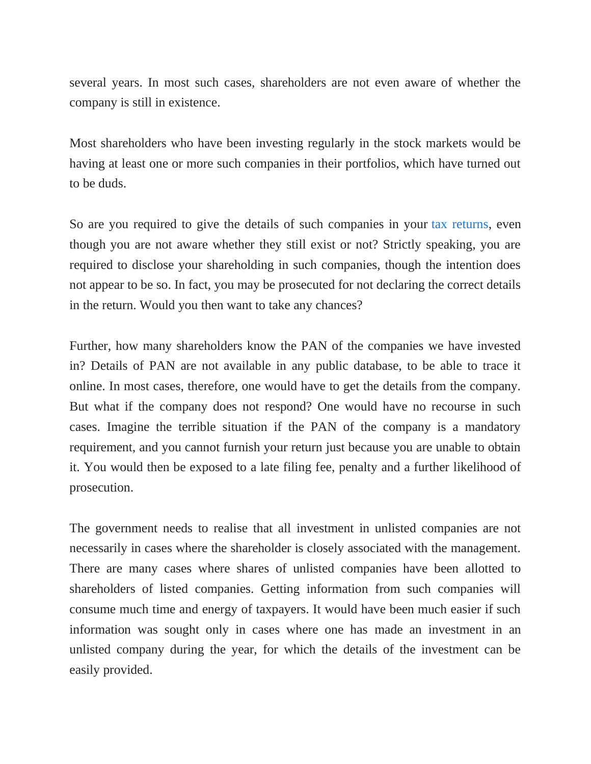several years. In most such cases, shareholders are not even aware of whether the company is still in existence.

Most shareholders who have been investing regularly in the stock markets would be having at least one or more such companies in their portfolios, which have turned out to be duds.

So are you required to give the details of such companies in your tax returns, even though you are not aware whether they still exist or not? Strictly speaking, you are required to disclose your shareholding in such companies, though the intention does not appear to be so. In fact, you may be prosecuted for not declaring the correct details in the return. Would you then want to take any chances?

Further, how many shareholders know the PAN of the companies we have invested in? Details of PAN are not available in any public database, to be able to trace it online. In most cases, therefore, one would have to get the details from the company. But what if the company does not respond? One would have no recourse in such cases. Imagine the terrible situation if the PAN of the company is a mandatory requirement, and you cannot furnish your return just because you are unable to obtain it. You would then be exposed to a late filing fee, penalty and a further likelihood of prosecution.

The government needs to realise that all investment in unlisted companies are not necessarily in cases where the shareholder is closely associated with the management. There are many cases where shares of unlisted companies have been allotted to shareholders of listed companies. Getting information from such companies will consume much time and energy of taxpayers. It would have been much easier if such information was sought only in cases where one has made an investment in an unlisted company during the year, for which the details of the investment can be easily provided.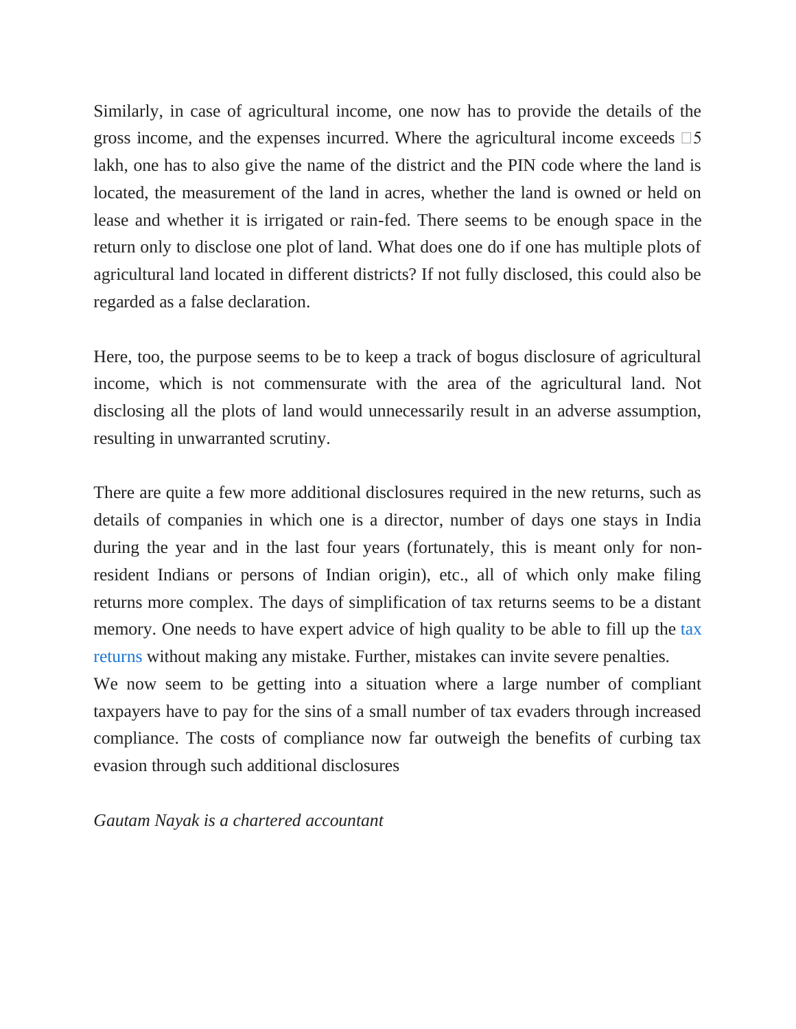Similarly, in case of agricultural income, one now has to provide the details of the gross income, and the expenses incurred. Where the agricultural income exceeds ₹5 lakh, one has to also give the name of the district and the PIN code where the land is located, the measurement of the land in acres, whether the land is owned or held on lease and whether it is irrigated or rain-fed. There seems to be enough space in the return only to disclose one plot of land. What does one do if one has multiple plots of agricultural land located in different districts? If not fully disclosed, this could also be regarded as a false declaration.

Here, too, the purpose seems to be to keep a track of bogus disclosure of agricultural income, which is not commensurate with the area of the agricultural land. Not disclosing all the plots of land would unnecessarily result in an adverse assumption, resulting in unwarranted scrutiny.

There are quite a few more additional disclosures required in the new returns, such as details of companies in which one is a director, number of days one stays in India during the year and in the last four years (fortunately, this is meant only for non-resident Indians or persons of Indian origin), etc., all of which only make filing returns more complex. The days of simplification of tax returns seems to be a distant memory. One needs to have expert advice of high quality to be able to fill up the tax returns without making any mistake. Further, mistakes can invite severe penalties.
We now seem to be getting into a situation where a large number of compliant taxpayers have to pay for the sins of a small number of tax evaders through increased compliance. The costs of compliance now far outweigh the benefits of curbing tax evasion through such additional disclosures

*Gautam Nayak is a chartered accountant*